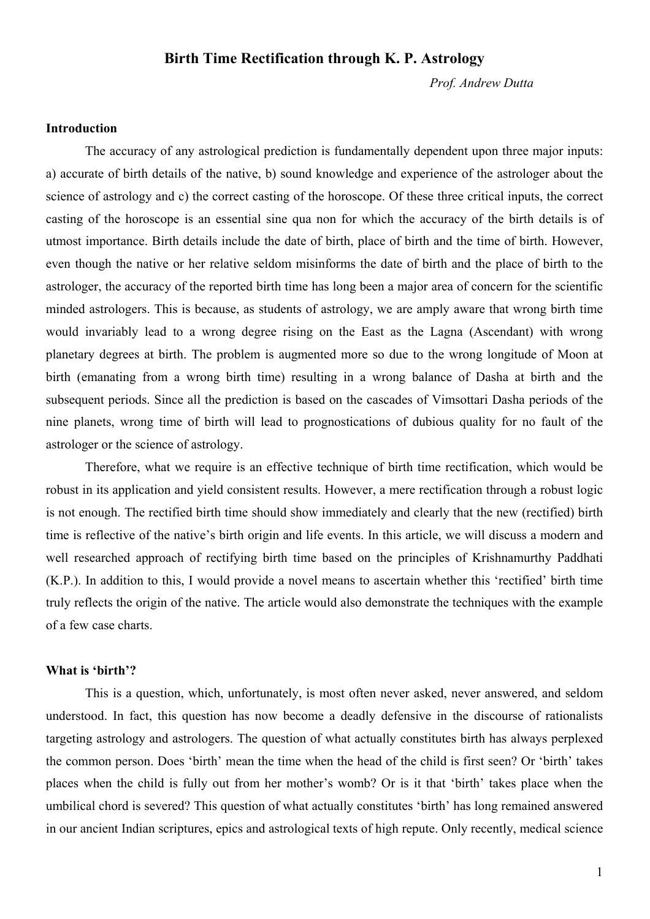# Birth Time Rectification through K. P. Astrology

*Prof. Andrew Dutta*

## Introduction

The accuracy of any astrological prediction is fundamentally dependent upon three major inputs: a) accurate of birth details of the native, b) sound knowledge and experience of the astrologer about the science of astrology and c) the correct casting of the horoscope. Of these three critical inputs, the correct casting of the horoscope is an essential sine qua non for which the accuracy of the birth details is of utmost importance. Birth details include the date of birth, place of birth and the time of birth. However, even though the native or her relative seldom misinforms the date of birth and the place of birth to the astrologer, the accuracy of the reported birth time has long been a major area of concern for the scientific minded astrologers. This is because, as students of astrology, we are amply aware that wrong birth time would invariably lead to a wrong degree rising on the East as the Lagna (Ascendant) with wrong planetary degrees at birth. The problem is augmented more so due to the wrong longitude of Moon at birth (emanating from a wrong birth time) resulting in a wrong balance of Dasha at birth and the subsequent periods. Since all the prediction is based on the cascades of Vimsottari Dasha periods of the nine planets, wrong time of birth will lead to prognostications of dubious quality for no fault of the astrologer or the science of astrology.

Therefore, what we require is an effective technique of birth time rectification, which would be robust in its application and yield consistent results. However, a mere rectification through a robust logic is not enough. The rectified birth time should show immediately and clearly that the new (rectified) birth time is reflective of the native's birth origin and life events. In this article, we will discuss a modern and well researched approach of rectifying birth time based on the principles of Krishnamurthy Paddhati (K.P.). In addition to this, I would provide a novel means to ascertain whether this 'rectified' birth time truly reflects the origin of the native. The article would also demonstrate the techniques with the example of a few case charts.

## What is 'birth'?

This is a question, which, unfortunately, is most often never asked, never answered, and seldom understood. In fact, this question has now become a deadly defensive in the discourse of rationalists targeting astrology and astrologers. The question of what actually constitutes birth has always perplexed the common person. Does 'birth' mean the time when the head of the child is first seen? Or 'birth' takes places when the child is fully out from her mother's womb? Or is it that 'birth' takes place when the umbilical chord is severed? This question of what actually constitutes 'birth' has long remained answered in our ancient Indian scriptures, epics and astrological texts of high repute. Only recently, medical science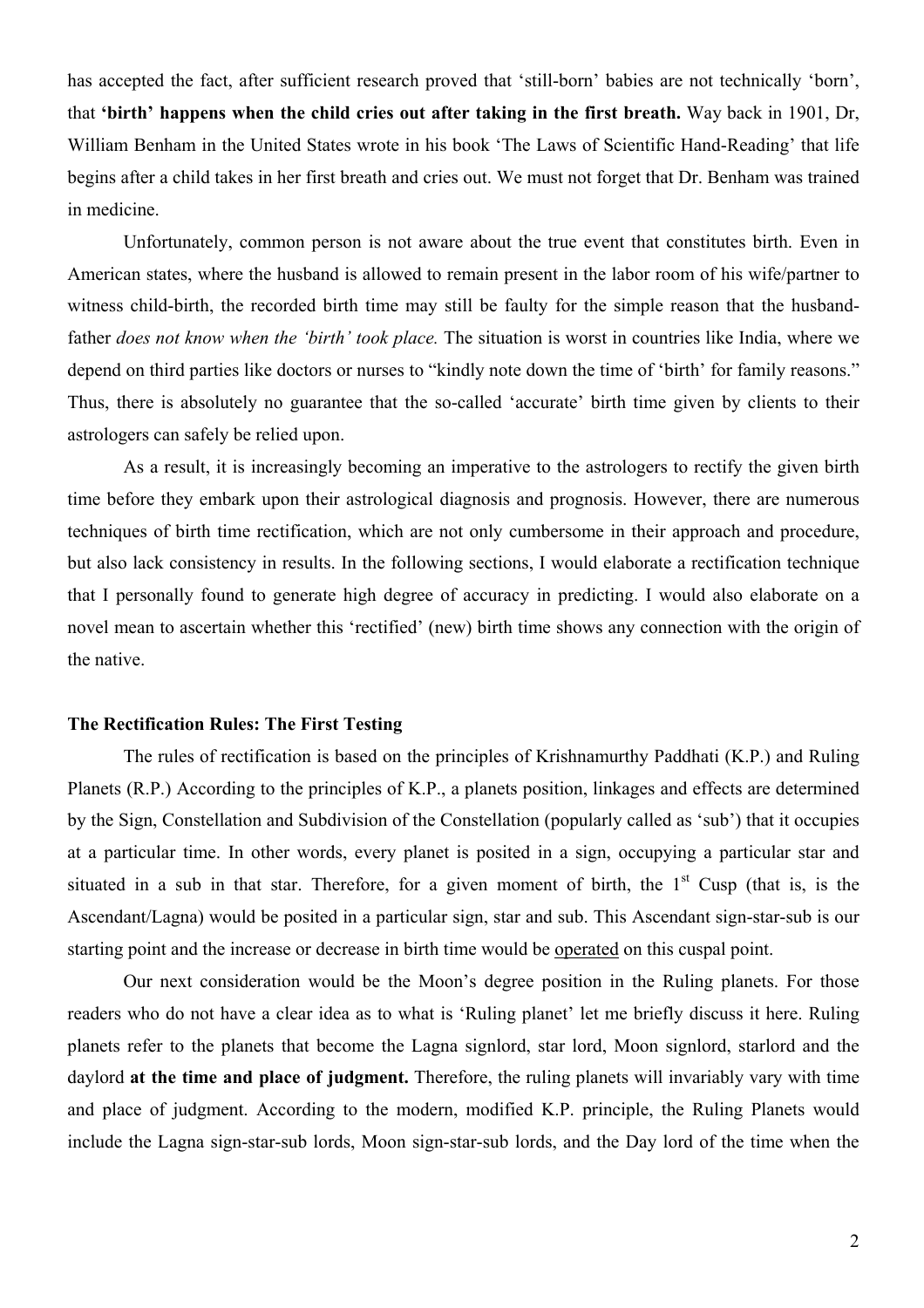has accepted the fact, after sufficient research proved that 'still-born' babies are not technically 'born', that **'birth' happens when the child cries out after taking in the first breath.** Way back in 1901, Dr, William Benham in the United States wrote in his book 'The Laws of Scientific Hand-Reading' that life begins after a child takes in her first breath and cries out. We must not forget that Dr. Benham was trained in medicine.

Unfortunately, common person is not aware about the true event that constitutes birth. Even in American states, where the husband is allowed to remain present in the labor room of his wife/partner to witness child-birth, the recorded birth time may still be faulty for the simple reason that the husband-father *does not know when the 'birth' took place.* The situation is worst in countries like India, where we depend on third parties like doctors or nurses to "kindly note down the time of 'birth' for family reasons." Thus, there is absolutely no guarantee that the so-called 'accurate' birth time given by clients to their astrologers can safely be relied upon.

As a result, it is increasingly becoming an imperative to the astrologers to rectify the given birth time before they embark upon their astrological diagnosis and prognosis. However, there are numerous techniques of birth time rectification, which are not only cumbersome in their approach and procedure, but also lack consistency in results. In the following sections, I would elaborate a rectification technique that I personally found to generate high degree of accuracy in predicting. I would also elaborate on a novel mean to ascertain whether this 'rectified' (new) birth time shows any connection with the origin of the native.

**The Rectification Rules: The First Testing**

The rules of rectification is based on the principles of Krishnamurthy Paddhati (K.P.) and Ruling Planets (R.P.) According to the principles of K.P., a planets position, linkages and effects are determined by the Sign, Constellation and Subdivision of the Constellation (popularly called as 'sub') that it occupies at a particular time. In other words, every planet is posited in a sign, occupying a particular star and situated in a sub in that star. Therefore, for a given moment of birth, the 1st Cusp (that is, is the Ascendant/Lagna) would be posited in a particular sign, star and sub. This Ascendant sign-star-sub is our starting point and the increase or decrease in birth time would be operated on this cuspal point.

Our next consideration would be the Moon's degree position in the Ruling planets. For those readers who do not have a clear idea as to what is 'Ruling planet' let me briefly discuss it here. Ruling planets refer to the planets that become the Lagna signlord, star lord, Moon signlord, starlord and the daylord **at the time and place of judgment.** Therefore, the ruling planets will invariably vary with time and place of judgment. According to the modern, modified K.P. principle, the Ruling Planets would include the Lagna sign-star-sub lords, Moon sign-star-sub lords, and the Day lord of the time when the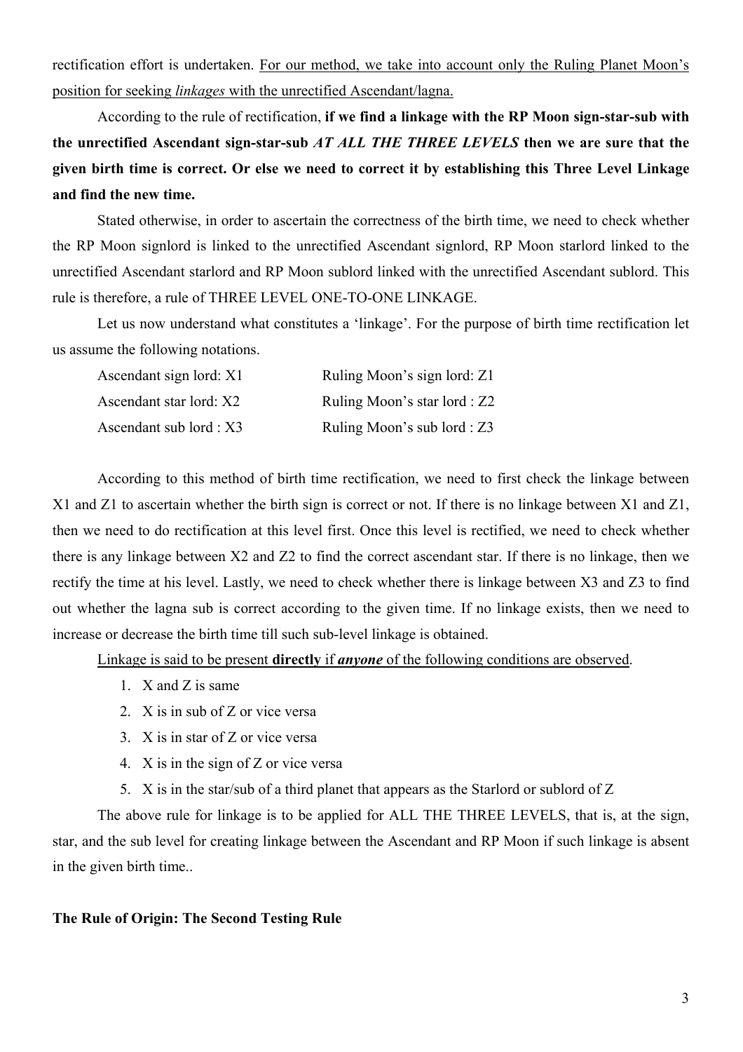rectification effort is undertaken. <u>For our method, we take into account only the Ruling Planet Moon's position for seeking *linkages* with the unrectified Ascendant/lagna.</u>

According to the rule of rectification, **if we find a linkage with the RP Moon sign-star-sub with the unrectified Ascendant sign-star-sub *AT ALL THE THREE LEVELS* then we are sure that the given birth time is correct. Or else we need to correct it by establishing this Three Level Linkage and find the new time.**

Stated otherwise, in order to ascertain the correctness of the birth time, we need to check whether the RP Moon signlord is linked to the unrectified Ascendant signlord, RP Moon starlord linked to the unrectified Ascendant starlord and RP Moon sublord linked with the unrectified Ascendant sublord. This rule is therefore, a rule of THREE LEVEL ONE-TO-ONE LINKAGE.

Let us now understand what constitutes a 'linkage'. For the purpose of birth time rectification let us assume the following notations.

| | |
|---|---|
| Ascendant sign lord: X1 | Ruling Moon's sign lord: Z1 |
| Ascendant star lord: X2 | Ruling Moon's star lord : Z2 |
| Ascendant sub lord : X3 | Ruling Moon's sub lord : Z3 |

According to this method of birth time rectification, we need to first check the linkage between X1 and Z1 to ascertain whether the birth sign is correct or not. If there is no linkage between X1 and Z1, then we need to do rectification at this level first. Once this level is rectified, we need to check whether there is any linkage between X2 and Z2 to find the correct ascendant star. If there is no linkage, then we rectify the time at his level. Lastly, we need to check whether there is linkage between X3 and Z3 to find out whether the lagna sub is correct according to the given time. If no linkage exists, then we need to increase or decrease the birth time till such sub-level linkage is obtained.

<u>Linkage is said to be present **directly** if ***anyone*** of the following conditions are observed</u>.

1. X and Z is same
2. X is in sub of Z or vice versa
3. X is in star of Z or vice versa
4. X is in the sign of Z or vice versa
5. X is in the star/sub of a third planet that appears as the Starlord or sublord of Z

The above rule for linkage is to be applied for ALL THE THREE LEVELS, that is, at the sign, star, and the sub level for creating linkage between the Ascendant and RP Moon if such linkage is absent in the given birth time..

**The Rule of Origin: The Second Testing Rule**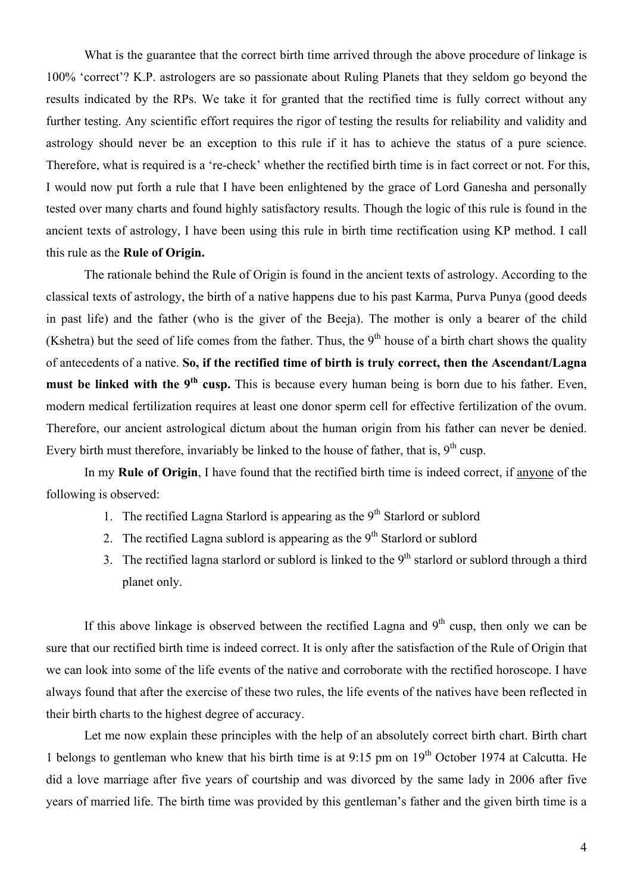What is the guarantee that the correct birth time arrived through the above procedure of linkage is 100% 'correct'? K.P. astrologers are so passionate about Ruling Planets that they seldom go beyond the results indicated by the RPs. We take it for granted that the rectified time is fully correct without any further testing. Any scientific effort requires the rigor of testing the results for reliability and validity and astrology should never be an exception to this rule if it has to achieve the status of a pure science. Therefore, what is required is a 're-check' whether the rectified birth time is in fact correct or not. For this, I would now put forth a rule that I have been enlightened by the grace of Lord Ganesha and personally tested over many charts and found highly satisfactory results. Though the logic of this rule is found in the ancient texts of astrology, I have been using this rule in birth time rectification using KP method. I call this rule as the **Rule of Origin.**

The rationale behind the Rule of Origin is found in the ancient texts of astrology. According to the classical texts of astrology, the birth of a native happens due to his past Karma, Purva Punya (good deeds in past life) and the father (who is the giver of the Beeja). The mother is only a bearer of the child (Kshetra) but the seed of life comes from the father. Thus, the 9th house of a birth chart shows the quality of antecedents of a native. **So, if the rectified time of birth is truly correct, then the Ascendant/Lagna must be linked with the 9th cusp.** This is because every human being is born due to his father. Even, modern medical fertilization requires at least one donor sperm cell for effective fertilization of the ovum. Therefore, our ancient astrological dictum about the human origin from his father can never be denied. Every birth must therefore, invariably be linked to the house of father, that is, 9th cusp.

In my **Rule of Origin**, I have found that the rectified birth time is indeed correct, if anyone of the following is observed:

1. The rectified Lagna Starlord is appearing as the 9th Starlord or sublord
2. The rectified Lagna sublord is appearing as the 9th Starlord or sublord
3. The rectified lagna starlord or sublord is linked to the 9th starlord or sublord through a third planet only.

If this above linkage is observed between the rectified Lagna and 9th cusp, then only we can be sure that our rectified birth time is indeed correct. It is only after the satisfaction of the Rule of Origin that we can look into some of the life events of the native and corroborate with the rectified horoscope. I have always found that after the exercise of these two rules, the life events of the natives have been reflected in their birth charts to the highest degree of accuracy.

Let me now explain these principles with the help of an absolutely correct birth chart. Birth chart 1 belongs to gentleman who knew that his birth time is at 9:15 pm on 19th October 1974 at Calcutta. He did a love marriage after five years of courtship and was divorced by the same lady in 2006 after five years of married life. The birth time was provided by this gentleman's father and the given birth time is a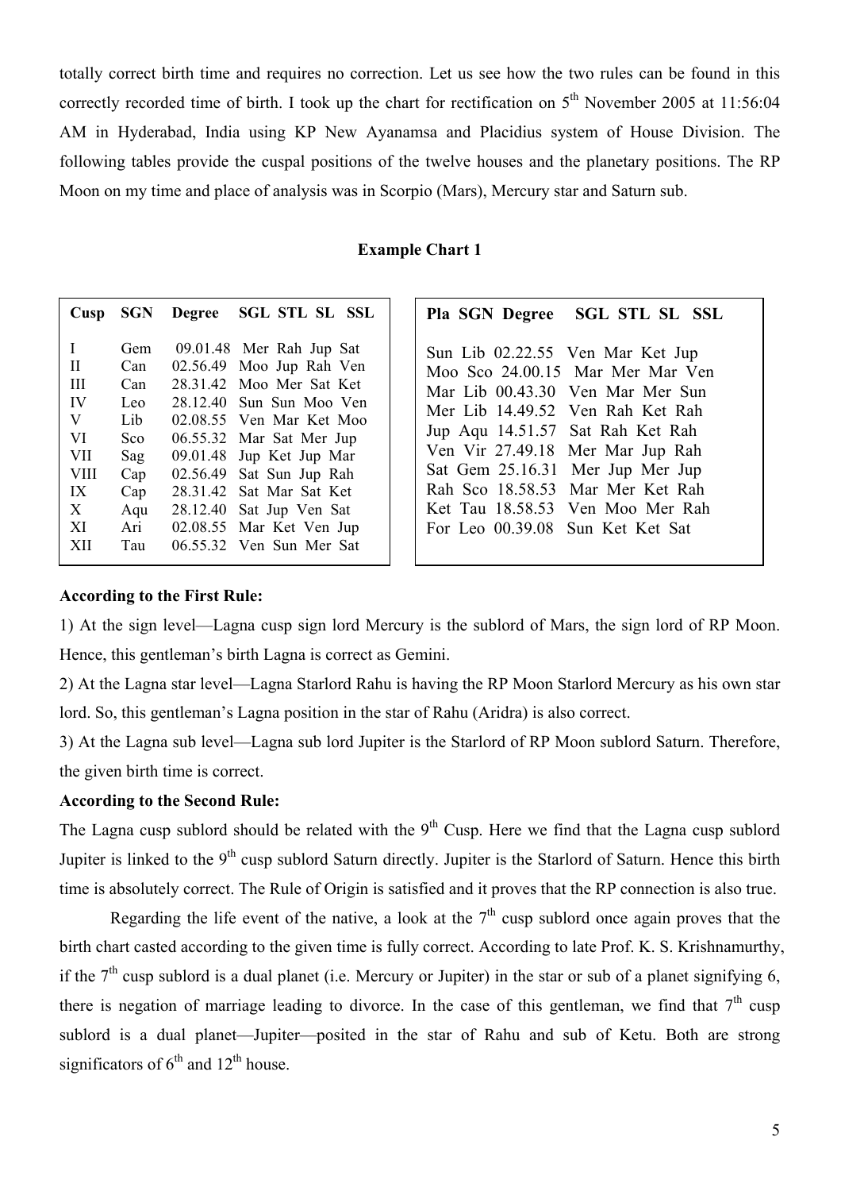totally correct birth time and requires no correction. Let us see how the two rules can be found in this correctly recorded time of birth. I took up the chart for rectification on 5th November 2005 at 11:56:04 AM in Hyderabad, India using KP New Ayanamsa and Placidius system of House Division. The following tables provide the cuspal positions of the twelve houses and the planetary positions. The RP Moon on my time and place of analysis was in Scorpio (Mars), Mercury star and Saturn sub.

**Example Chart 1**

| Cusp | SGN | Degree | SGL | STL | SL | SSL |
|---|---|---|---|---|---|---|
| I | Gem | 09.01.48 | Mer | Rah | Jup | Sat |
| II | Can | 02.56.49 | Moo | Jup | Rah | Ven |
| III | Can | 28.31.42 | Moo | Mer | Sat | Ket |
| IV | Leo | 28.12.40 | Sun | Sun | Moo | Ven |
| V | Lib | 02.08.55 | Ven | Mar | Ket | Moo |
| VI | Sco | 06.55.32 | Mar | Sat | Mer | Jup |
| VII | Sag | 09.01.48 | Jup | Ket | Jup | Mar |
| VIII | Cap | 02.56.49 | Sat | Sun | Jup | Rah |
| IX | Cap | 28.31.42 | Sat | Mar | Sat | Ket |
| X | Aqu | 28.12.40 | Sat | Jup | Ven | Sat |
| XI | Ari | 02.08.55 | Mar | Ket | Ven | Jup |
| XII | Tau | 06.55.32 | Ven | Sun | Mer | Sat |

| Pla | SGN | Degree | SGL | STL | SL | SSL |
|---|---|---|---|---|---|---|
| Sun | Lib | 02.22.55 | Ven | Mar | Ket | Jup |
| Moo | Sco | 24.00.15 | Mar | Mer | Mar | Ven |
| Mar | Lib | 00.43.30 | Ven | Mar | Mer | Sun |
| Mer | Lib | 14.49.52 | Ven | Rah | Ket | Rah |
| Jup | Aqu | 14.51.57 | Sat | Rah | Ket | Rah |
| Ven | Vir | 27.49.18 | Mer | Mar | Jup | Rah |
| Sat | Gem | 25.16.31 | Mer | Jup | Mer | Jup |
| Rah | Sco | 18.58.53 | Mar | Mer | Ket | Rah |
| Ket | Tau | 18.58.53 | Ven | Moo | Mer | Rah |
| For | Leo | 00.39.08 | Sun | Ket | Ket | Sat |

**According to the First Rule:**

1) At the sign level—Lagna cusp sign lord Mercury is the sublord of Mars, the sign lord of RP Moon. Hence, this gentleman's birth Lagna is correct as Gemini.

2) At the Lagna star level—Lagna Starlord Rahu is having the RP Moon Starlord Mercury as his own star lord. So, this gentleman's Lagna position in the star of Rahu (Aridra) is also correct.

3) At the Lagna sub level—Lagna sub lord Jupiter is the Starlord of RP Moon sublord Saturn. Therefore, the given birth time is correct.

**According to the Second Rule:**

The Lagna cusp sublord should be related with the 9th Cusp. Here we find that the Lagna cusp sublord Jupiter is linked to the 9th cusp sublord Saturn directly. Jupiter is the Starlord of Saturn. Hence this birth time is absolutely correct. The Rule of Origin is satisfied and it proves that the RP connection is also true.

Regarding the life event of the native, a look at the 7th cusp sublord once again proves that the birth chart casted according to the given time is fully correct. According to late Prof. K. S. Krishnamurthy, if the 7th cusp sublord is a dual planet (i.e. Mercury or Jupiter) in the star or sub of a planet signifying 6, there is negation of marriage leading to divorce. In the case of this gentleman, we find that 7th cusp sublord is a dual planet—Jupiter—posited in the star of Rahu and sub of Ketu. Both are strong significators of 6th and 12th house.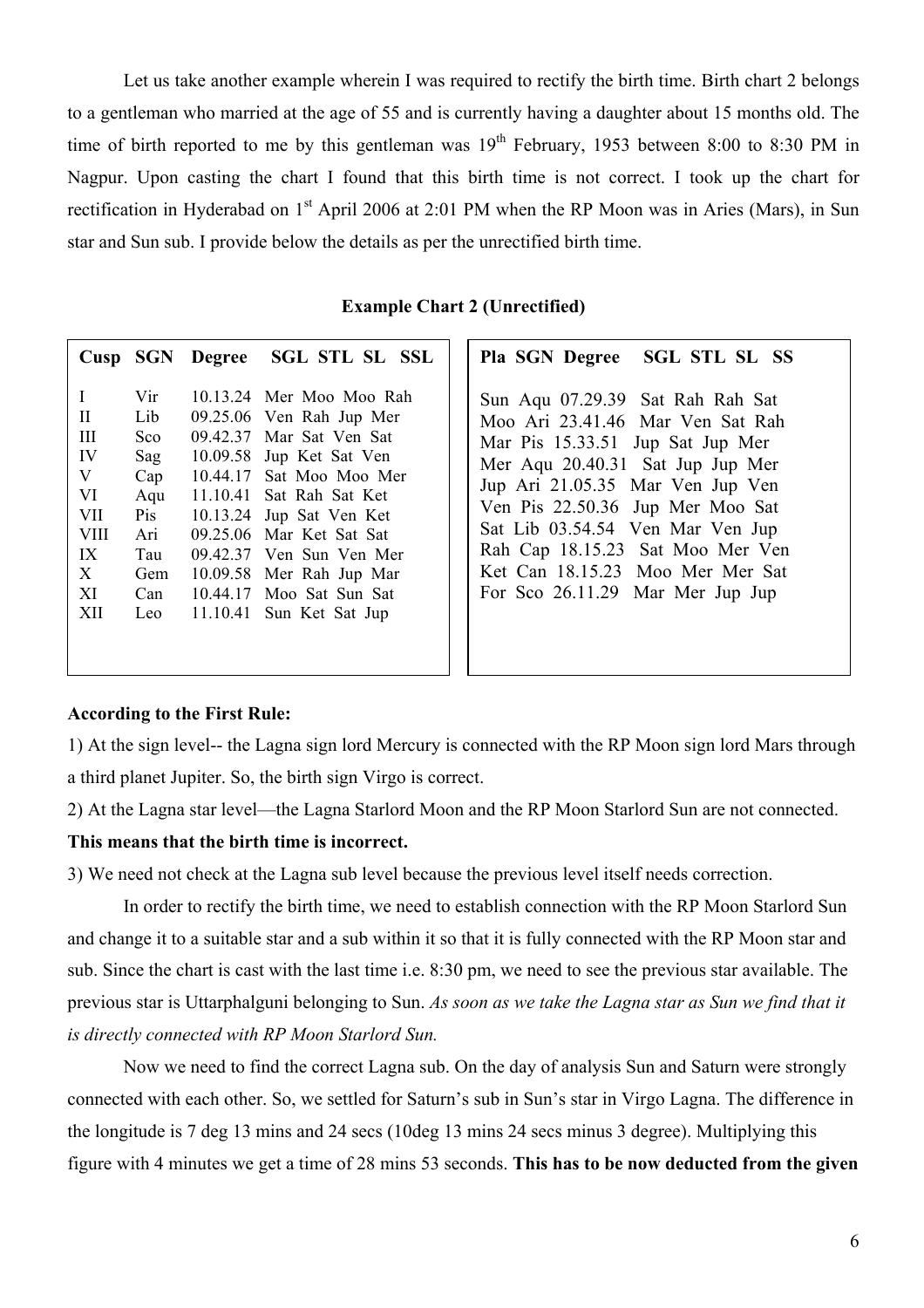Let us take another example wherein I was required to rectify the birth time. Birth chart 2 belongs to a gentleman who married at the age of 55 and is currently having a daughter about 15 months old. The time of birth reported to me by this gentleman was 19th February, 1953 between 8:00 to 8:30 PM in Nagpur. Upon casting the chart I found that this birth time is not correct. I took up the chart for rectification in Hyderabad on 1st April 2006 at 2:01 PM when the RP Moon was in Aries (Mars), in Sun star and Sun sub. I provide below the details as per the unrectified birth time.

**Example Chart 2 (Unrectified)**

| Cusp | SGN | Degree | SGL | STL | SL | SSL |
|---|---|---|---|---|---|---|
| I | Vir | 10.13.24 | Mer | Moo | Moo | Rah |
| II | Lib | 09.25.06 | Ven | Rah | Jup | Mer |
| III | Sco | 09.42.37 | Mar | Sat | Ven | Sat |
| IV | Sag | 10.09.58 | Jup | Ket | Sat | Ven |
| V | Cap | 10.44.17 | Sat | Moo | Moo | Mer |
| VI | Aqu | 11.10.41 | Sat | Rah | Sat | Ket |
| VII | Pis | 10.13.24 | Jup | Sat | Ven | Ket |
| VIII | Ari | 09.25.06 | Mar | Ket | Sat | Sat |
| IX | Tau | 09.42.37 | Ven | Sun | Ven | Mer |
| X | Gem | 10.09.58 | Mer | Rah | Jup | Mar |
| XI | Can | 10.44.17 | Moo | Sat | Sun | Sat |
| XII | Leo | 11.10.41 | Sun | Ket | Sat | Jup |

| Pla | SGN | Degree | SGL | STL | SL | SS |
|---|---|---|---|---|---|---|
| Sun | Aqu | 07.29.39 | Sat | Rah | Rah | Sat |
| Moo | Ari | 23.41.46 | Mar | Ven | Sat | Rah |
| Mar | Pis | 15.33.51 | Jup | Sat | Jup | Mer |
| Mer | Aqu | 20.40.31 | Sat | Jup | Jup | Mer |
| Jup | Ari | 21.05.35 | Mar | Ven | Jup | Ven |
| Ven | Pis | 22.50.36 | Jup | Mer | Moo | Sat |
| Sat | Lib | 03.54.54 | Ven | Mar | Ven | Jup |
| Rah | Cap | 18.15.23 | Sat | Moo | Mer | Ven |
| Ket | Can | 18.15.23 | Moo | Mer | Mer | Sat |
| For | Sco | 26.11.29 | Mar | Mer | Jup | Jup |

**According to the First Rule:**

1) At the sign level-- the Lagna sign lord Mercury is connected with the RP Moon sign lord Mars through a third planet Jupiter. So, the birth sign Virgo is correct.

2) At the Lagna star level—the Lagna Starlord Moon and the RP Moon Starlord Sun are not connected.

**This means that the birth time is incorrect.**

3) We need not check at the Lagna sub level because the previous level itself needs correction.

In order to rectify the birth time, we need to establish connection with the RP Moon Starlord Sun and change it to a suitable star and a sub within it so that it is fully connected with the RP Moon star and sub. Since the chart is cast with the last time i.e. 8:30 pm, we need to see the previous star available. The previous star is Uttarphalguni belonging to Sun. *As soon as we take the Lagna star as Sun we find that it is directly connected with RP Moon Starlord Sun.*

Now we need to find the correct Lagna sub. On the day of analysis Sun and Saturn were strongly connected with each other. So, we settled for Saturn's sub in Sun's star in Virgo Lagna. The difference in the longitude is 7 deg 13 mins and 24 secs (10deg 13 mins 24 secs minus 3 degree). Multiplying this figure with 4 minutes we get a time of 28 mins 53 seconds. **This has to be now deducted from the given**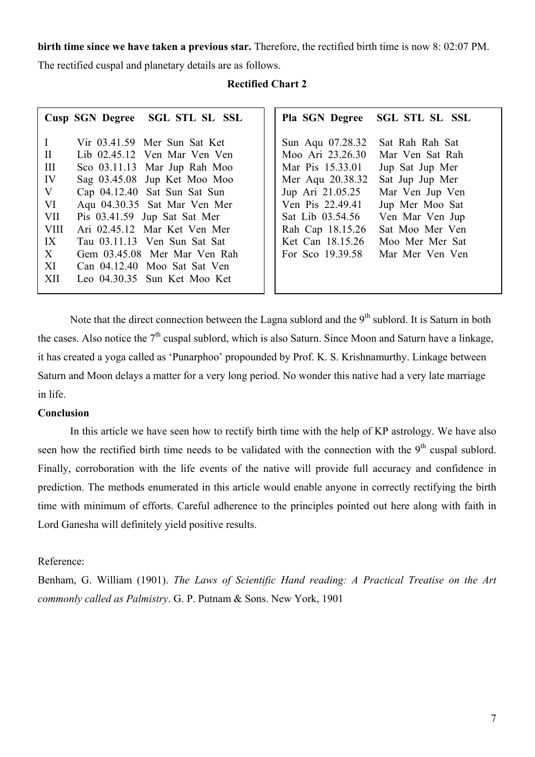**birth time since we have taken a previous star.** Therefore, the rectified birth time is now 8: 02:07 PM. The rectified cuspal and planetary details are as follows.

**Rectified Chart 2**

| Cusp | SGN | Degree | SGL | STL | SL | SSL |
|---|---|---|---|---|---|---|
| I | Vir | 03.41.59 | Mer | Sun | Sat | Ket |
| II | Lib | 02.45.12 | Ven | Mar | Ven | Ven |
| III | Sco | 03.11.13 | Mar | Jup | Rah | Moo |
| IV | Sag | 03.45.08 | Jup | Ket | Moo | Moo |
| V | Cap | 04.12.40 | Sat | Sun | Sat | Sun |
| VI | Aqu | 04.30.35 | Sat | Mar | Ven | Mer |
| VII | Pis | 03.41.59 | Jup | Sat | Sat | Mer |
| VIII | Ari | 02.45.12 | Mar | Ket | Ven | Mer |
| IX | Tau | 03.11.13 | Ven | Sun | Sat | Sat |
| X | Gem | 03.45.08 | Mer | Mar | Ven | Rah |
| XI | Can | 04.12.40 | Moo | Sat | Sat | Ven |
| XII | Leo | 04.30.35 | Sun | Ket | Moo | Ket |

| Pla | SGN | Degree | SGL | STL | SL | SSL |
|---|---|---|---|---|---|---|
| Sun | Aqu | 07.28.32 | Sat | Rah | Rah | Sat |
| Moo | Ari | 23.26.30 | Mar | Ven | Sat | Rah |
| Mar | Pis | 15.33.01 | Jup | Sat | Jup | Mer |
| Mer | Aqu | 20.38.32 | Sat | Jup | Jup | Mer |
| Jup | Ari | 21.05.25 | Mar | Ven | Jup | Ven |
| Ven | Pis | 22.49.41 | Jup | Mer | Moo | Sat |
| Sat | Lib | 03.54.56 | Ven | Mar | Ven | Jup |
| Rah | Cap | 18.15.26 | Sat | Moo | Mer | Ven |
| Ket | Can | 18.15.26 | Moo | Mer | Mer | Sat |
| For | Sco | 19.39.58 | Mar | Mer | Ven | Ven |

Note that the direct connection between the Lagna sublord and the 9th sublord. It is Saturn in both the cases. Also notice the 7th cuspal sublord, which is also Saturn. Since Moon and Saturn have a linkage, it has created a yoga called as 'Punarphoo' propounded by Prof. K. S. Krishnamurthy. Linkage between Saturn and Moon delays a matter for a very long period. No wonder this native had a very late marriage in life.

**Conclusion**

In this article we have seen how to rectify birth time with the help of KP astrology. We have also seen how the rectified birth time needs to be validated with the connection with the 9th cuspal sublord. Finally, corroboration with the life events of the native will provide full accuracy and confidence in prediction. The methods enumerated in this article would enable anyone in correctly rectifying the birth time with minimum of efforts. Careful adherence to the principles pointed out here along with faith in Lord Ganesha will definitely yield positive results.

Reference:

Benham, G. William (1901). *The Laws of Scientific Hand reading: A Practical Treatise on the Art commonly called as Palmistry*. G. P. Putnam & Sons. New York, 1901